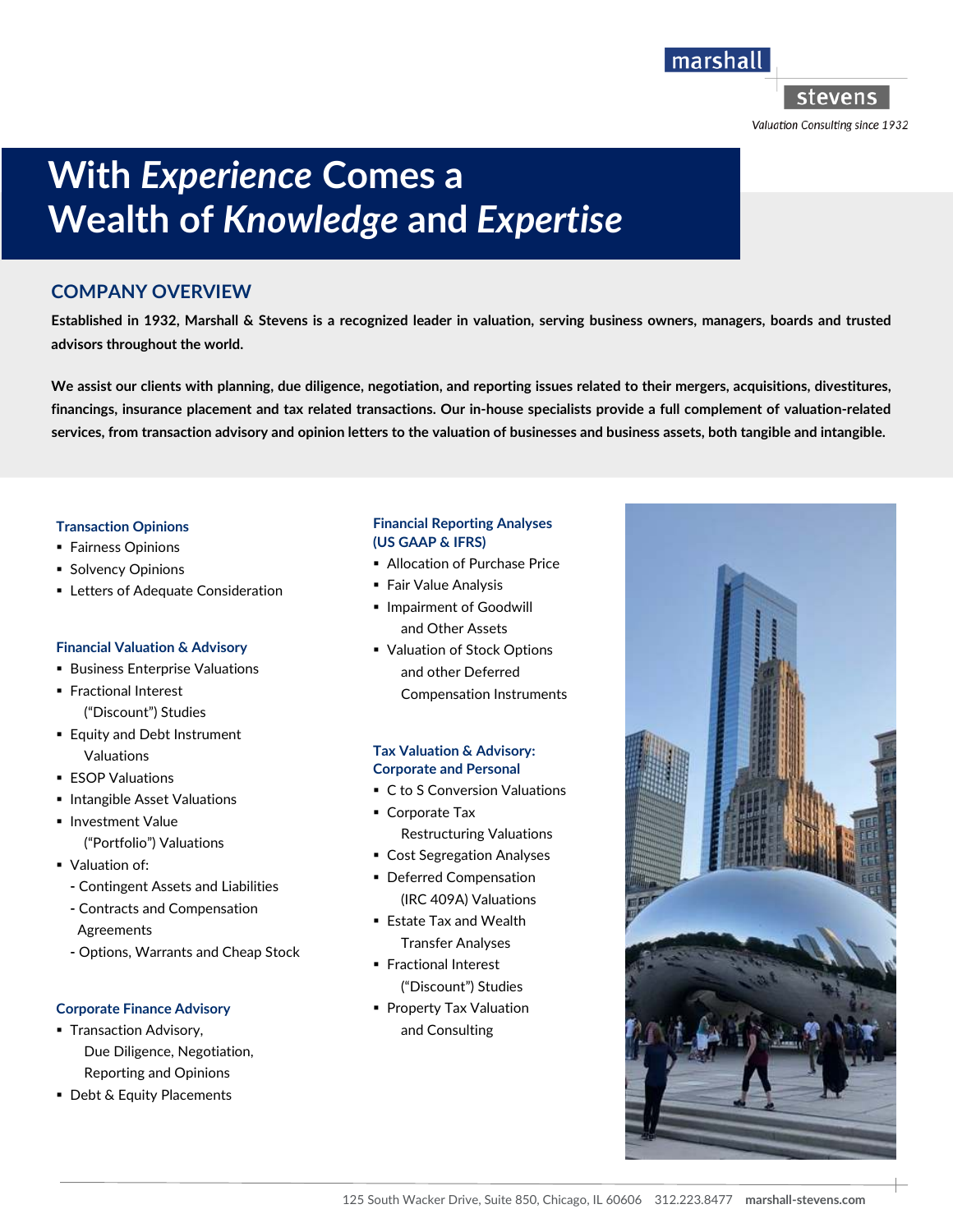marshall stevens

*Valuation Consulting since 1932*

# With *Experience* Comes a Wealth of *Knowledge* and *Expertise*

## COMPANY OVERVIEW

**Established in 1932, Marshall & Stevens is a recognized leader in valuation, serving business owners, managers, boards and trusted advisors throughout the world.**

**We assist our clients with planning, due diligence, negotiation, and reporting issues related to their mergers, acquisitions, divestitures, financings, insurance placement and tax related transactions. Our in-house specialists provide a full complement of valuation-related services, from transaction advisory and opinion letters to the valuation of businesses and business assets, both tangible and intangible.**

### Transaction Opinions

- Fairness Opinions
- Solvency Opinions
- Letters of Adequate Consideration

### Financial Valuation & Advisory

- Business Enterprise Valuations
- Fractional Interest ("Discount") Studies
- Equity and Debt Instrument Valuations
- ESOP Valuations
- Intangible Asset Valuations
- Investment Value ("Portfolio") Valuations
- Valuation of:
  - Contingent Assets and Liabilities
  - Contracts and Compensation Agreements
  - Options, Warrants and Cheap Stock

### Corporate Finance Advisory

- Transaction Advisory, Due Diligence, Negotiation, Reporting and Opinions
- Debt & Equity Placements

### Financial Reporting Analyses (US GAAP & IFRS)

- Allocation of Purchase Price
- Fair Value Analysis
- Impairment of Goodwill and Other Assets
- Valuation of Stock Options and other Deferred Compensation Instruments

### Tax Valuation & Advisory: Corporate and Personal

- C to S Conversion Valuations
- Corporate Tax Restructuring Valuations
- Cost Segregation Analyses
- Deferred Compensation (IRC 409A) Valuations
- Estate Tax and Wealth Transfer Analyses
- Fractional Interest ("Discount") Studies
- Property Tax Valuation and Consulting

125 South Wacker Drive, Suite 850, Chicago, IL 60606 312.223.8477 **marshall-stevens.com**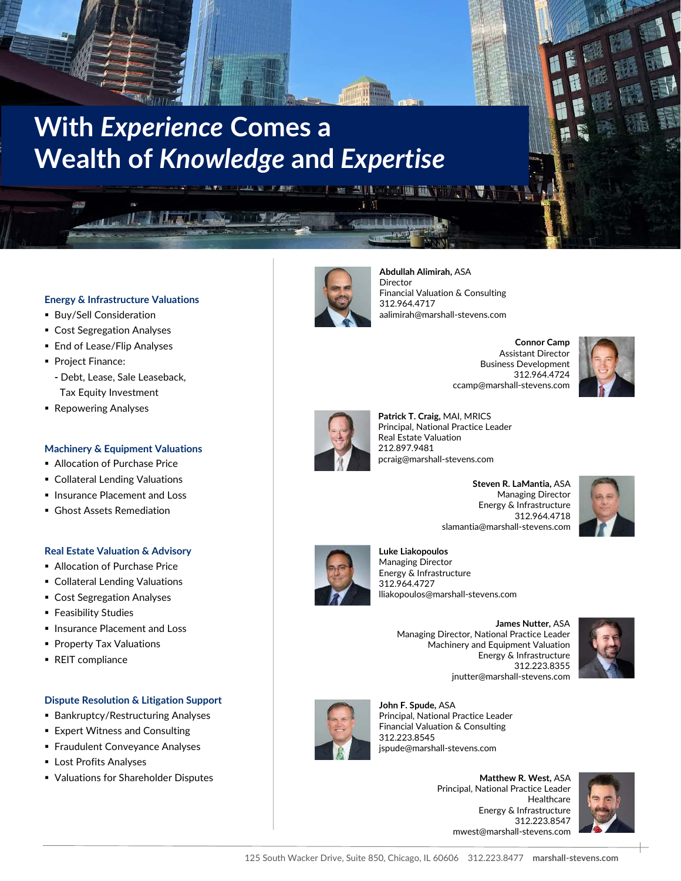# With *Experience* Comes a Wealth of *Knowledge* and *Expertise*

### Energy & Infrastructure Valuations

- Buy/Sell Consideration
- Cost Segregation Analyses
- End of Lease/Flip Analyses
- Project Finance:
  - Debt, Lease, Sale Leaseback, Tax Equity Investment
- Repowering Analyses

### Machinery & Equipment Valuations

- Allocation of Purchase Price
- Collateral Lending Valuations
- Insurance Placement and Loss
- Ghost Assets Remediation

### Real Estate Valuation & Advisory

- Allocation of Purchase Price
- Collateral Lending Valuations
- Cost Segregation Analyses
- Feasibility Studies
- Insurance Placement and Loss
- Property Tax Valuations
- REIT compliance

### Dispute Resolution & Litigation Support

- Bankruptcy/Restructuring Analyses
- Expert Witness and Consulting
- Fraudulent Conveyance Analyses
- Lost Profits Analyses
- Valuations for Shareholder Disputes

**Abdullah Alimirah,** ASA
Director
Financial Valuation & Consulting
312.964.4717
aalimirah@marshall-stevens.com

**Connor Camp**
Assistant Director
Business Development
312.964.4724
ccamp@marshall-stevens.com

**Patrick T. Craig,** MAI, MRICS
Principal, National Practice Leader
Real Estate Valuation
212.897.9481
pcraig@marshall-stevens.com

**Steven R. LaMantia,** ASA
Managing Director
Energy & Infrastructure
312.964.4718
slamantia@marshall-stevens.com

**Luke Liakopoulos**
Managing Director
Energy & Infrastructure
312.964.4727
lliakopoulos@marshall-stevens.com

**James Nutter,** ASA
Managing Director, National Practice Leader
Machinery and Equipment Valuation
Energy & Infrastructure
312.223.8355
jnutter@marshall-stevens.com

**John F. Spude,** ASA
Principal, National Practice Leader
Financial Valuation & Consulting
312.223.8545
jspude@marshall-stevens.com

**Matthew R. West,** ASA
Principal, National Practice Leader
Healthcare
Energy & Infrastructure
312.223.8547
mwest@marshall-stevens.com

125 South Wacker Drive, Suite 850, Chicago, IL 60606 312.223.8477 **marshall-stevens.com**